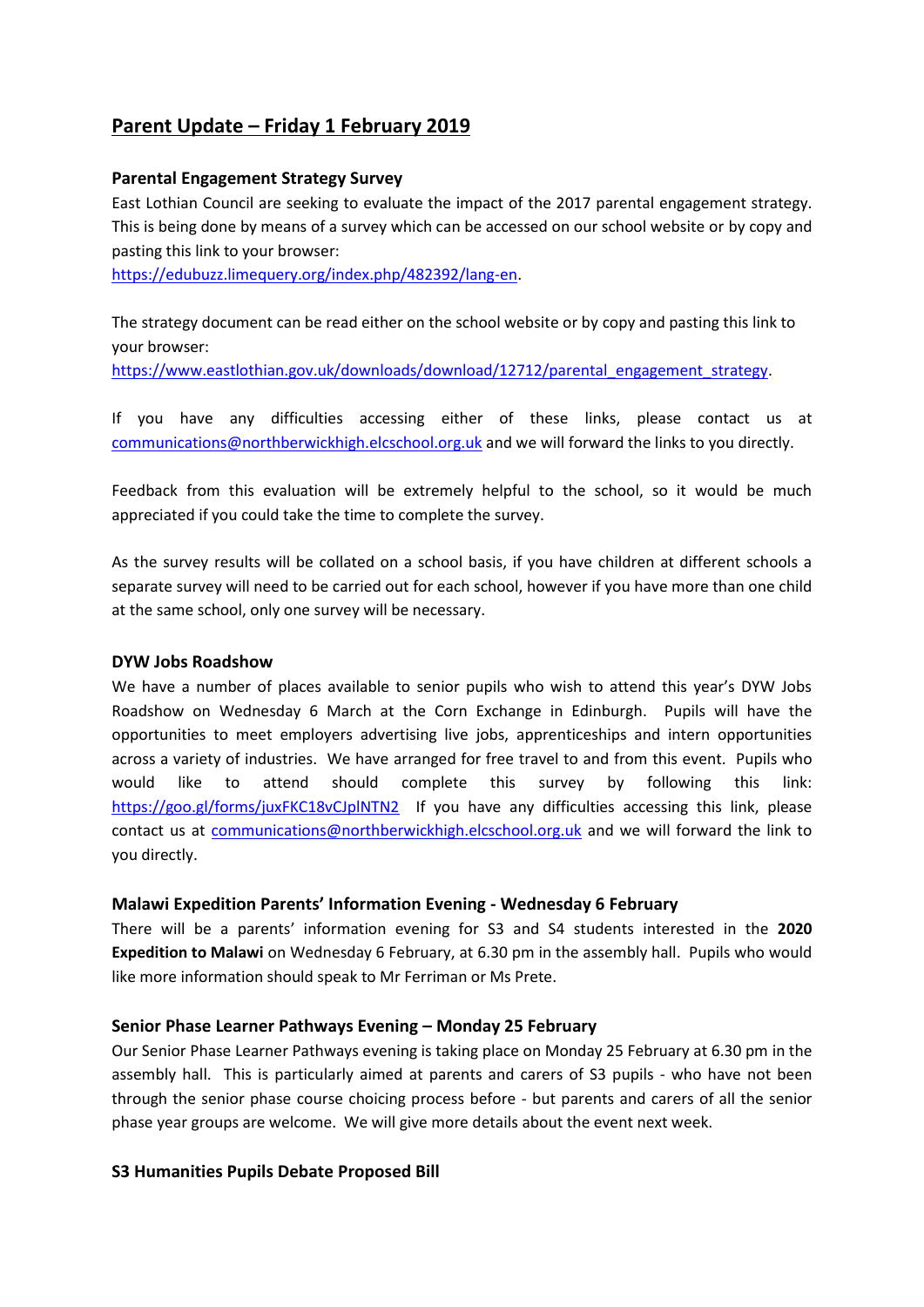# Parent Update – Friday 1 February 2019

### Parental Engagement Strategy Survey

East Lothian Council are seeking to evaluate the impact of the 2017 parental engagement strategy. This is being done by means of a survey which can be accessed on our school website or by copy and pasting this link to your browser:
https://edubuzz.limequery.org/index.php/482392/lang-en.

The strategy document can be read either on the school website or by copy and pasting this link to your browser:
https://www.eastlothian.gov.uk/downloads/download/12712/parental_engagement_strategy.

If you have any difficulties accessing either of these links, please contact us at communications@northberwickhigh.elcschool.org.uk and we will forward the links to you directly.

Feedback from this evaluation will be extremely helpful to the school, so it would be much appreciated if you could take the time to complete the survey.

As the survey results will be collated on a school basis, if you have children at different schools a separate survey will need to be carried out for each school, however if you have more than one child at the same school, only one survey will be necessary.

### DYW Jobs Roadshow

We have a number of places available to senior pupils who wish to attend this year's DYW Jobs Roadshow on Wednesday 6 March at the Corn Exchange in Edinburgh. Pupils will have the opportunities to meet employers advertising live jobs, apprenticeships and intern opportunities across a variety of industries. We have arranged for free travel to and from this event. Pupils who would like to attend should complete this survey by following this link: https://goo.gl/forms/juxFKC18vCJplNTN2 If you have any difficulties accessing this link, please contact us at communications@northberwickhigh.elcschool.org.uk and we will forward the link to you directly.

### Malawi Expedition Parents' Information Evening - Wednesday 6 February

There will be a parents' information evening for S3 and S4 students interested in the **2020 Expedition to Malawi** on Wednesday 6 February, at 6.30 pm in the assembly hall. Pupils who would like more information should speak to Mr Ferriman or Ms Prete.

### Senior Phase Learner Pathways Evening – Monday 25 February

Our Senior Phase Learner Pathways evening is taking place on Monday 25 February at 6.30 pm in the assembly hall. This is particularly aimed at parents and carers of S3 pupils - who have not been through the senior phase course choicing process before - but parents and carers of all the senior phase year groups are welcome. We will give more details about the event next week.

### S3 Humanities Pupils Debate Proposed Bill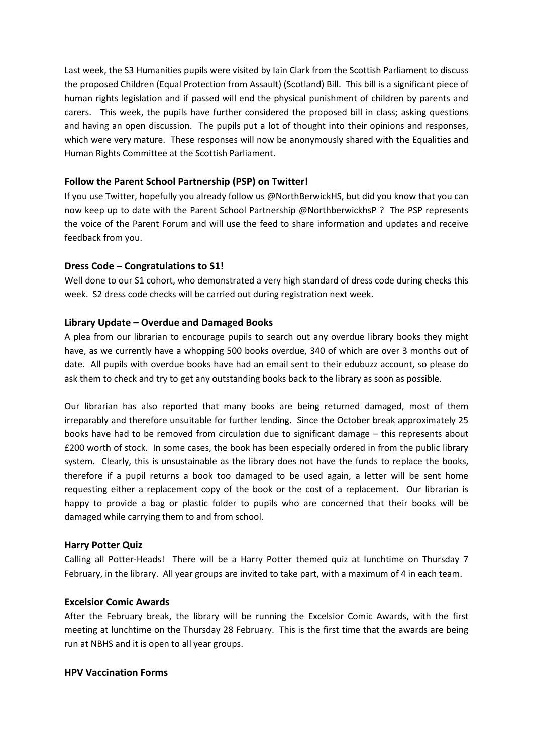Last week, the S3 Humanities pupils were visited by Iain Clark from the Scottish Parliament to discuss the proposed Children (Equal Protection from Assault) (Scotland) Bill. This bill is a significant piece of human rights legislation and if passed will end the physical punishment of children by parents and carers. This week, the pupils have further considered the proposed bill in class; asking questions and having an open discussion. The pupils put a lot of thought into their opinions and responses, which were very mature. These responses will now be anonymously shared with the Equalities and Human Rights Committee at the Scottish Parliament.

**Follow the Parent School Partnership (PSP) on Twitter!**

If you use Twitter, hopefully you already follow us @NorthBerwickHS, but did you know that you can now keep up to date with the Parent School Partnership @NorthberwickhsP ? The PSP represents the voice of the Parent Forum and will use the feed to share information and updates and receive feedback from you.

**Dress Code – Congratulations to S1!**

Well done to our S1 cohort, who demonstrated a very high standard of dress code during checks this week. S2 dress code checks will be carried out during registration next week.

**Library Update – Overdue and Damaged Books**

A plea from our librarian to encourage pupils to search out any overdue library books they might have, as we currently have a whopping 500 books overdue, 340 of which are over 3 months out of date. All pupils with overdue books have had an email sent to their edubuzz account, so please do ask them to check and try to get any outstanding books back to the library as soon as possible.

Our librarian has also reported that many books are being returned damaged, most of them irreparably and therefore unsuitable for further lending. Since the October break approximately 25 books have had to be removed from circulation due to significant damage – this represents about £200 worth of stock. In some cases, the book has been especially ordered in from the public library system. Clearly, this is unsustainable as the library does not have the funds to replace the books, therefore if a pupil returns a book too damaged to be used again, a letter will be sent home requesting either a replacement copy of the book or the cost of a replacement. Our librarian is happy to provide a bag or plastic folder to pupils who are concerned that their books will be damaged while carrying them to and from school.

**Harry Potter Quiz**

Calling all Potter-Heads! There will be a Harry Potter themed quiz at lunchtime on Thursday 7 February, in the library. All year groups are invited to take part, with a maximum of 4 in each team.

**Excelsior Comic Awards**

After the February break, the library will be running the Excelsior Comic Awards, with the first meeting at lunchtime on the Thursday 28 February. This is the first time that the awards are being run at NBHS and it is open to all year groups.

**HPV Vaccination Forms**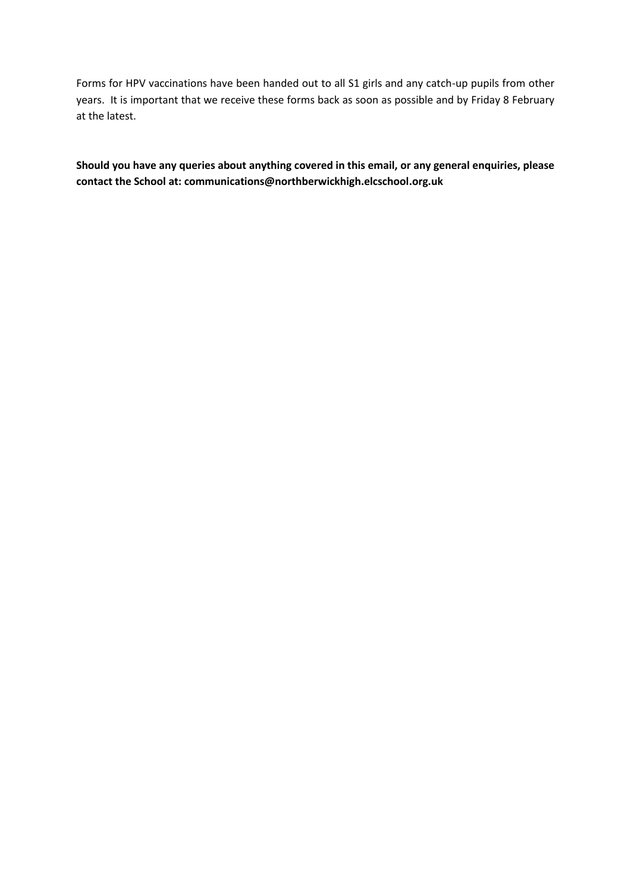Forms for HPV vaccinations have been handed out to all S1 girls and any catch-up pupils from other years. It is important that we receive these forms back as soon as possible and by Friday 8 February at the latest.

**Should you have any queries about anything covered in this email, or any general enquiries, please contact the School at: communications@northberwickhigh.elcschool.org.uk**